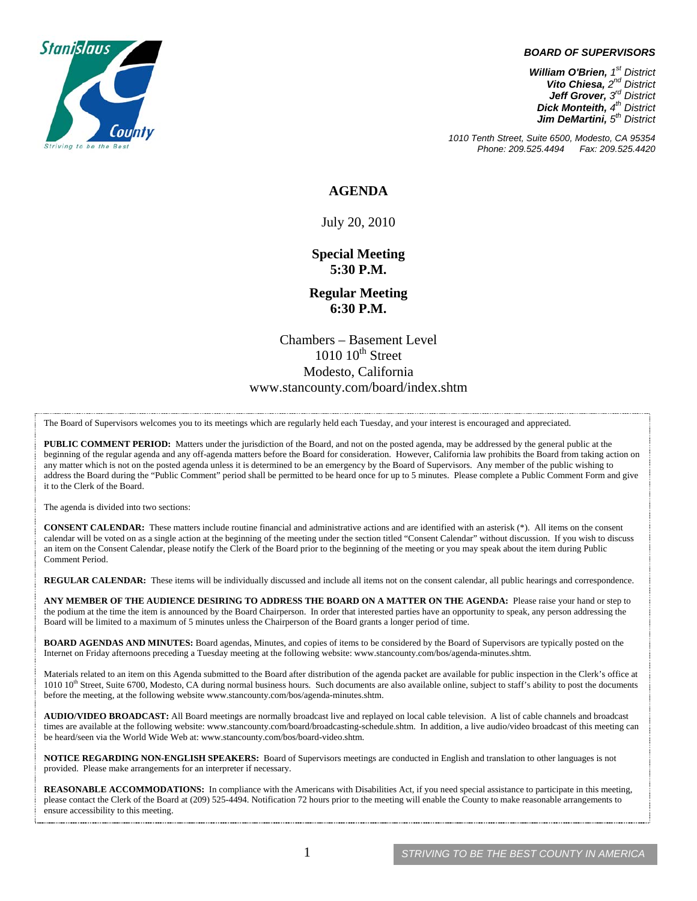Stanislaus County
Striving to be the Best

***BOARD OF SUPERVISORS***

***William O'Brien, 1st District***
***Vito Chiesa, 2nd District***
***Jeff Grover, 3rd District***
***Dick Monteith, 4th District***
***Jim DeMartini, 5th District***

*1010 Tenth Street, Suite 6500, Modesto, CA 95354*
*Phone: 209.525.4494 Fax: 209.525.4420*

# AGENDA

July 20, 2010

**Special Meeting**
**5:30 P.M.**

**Regular Meeting**
**6:30 P.M.**

Chambers – Basement Level
1010 10th Street
Modesto, California
www.stancounty.com/board/index.shtm

The Board of Supervisors welcomes you to its meetings which are regularly held each Tuesday, and your interest is encouraged and appreciated.

**PUBLIC COMMENT PERIOD:** Matters under the jurisdiction of the Board, and not on the posted agenda, may be addressed by the general public at the beginning of the regular agenda and any off-agenda matters before the Board for consideration. However, California law prohibits the Board from taking action on any matter which is not on the posted agenda unless it is determined to be an emergency by the Board of Supervisors. Any member of the public wishing to address the Board during the "Public Comment" period shall be permitted to be heard once for up to 5 minutes. Please complete a Public Comment Form and give it to the Clerk of the Board.

The agenda is divided into two sections:

**CONSENT CALENDAR:** These matters include routine financial and administrative actions and are identified with an asterisk (*). All items on the consent calendar will be voted on as a single action at the beginning of the meeting under the section titled "Consent Calendar" without discussion. If you wish to discuss an item on the Consent Calendar, please notify the Clerk of the Board prior to the beginning of the meeting or you may speak about the item during Public Comment Period.

**REGULAR CALENDAR:** These items will be individually discussed and include all items not on the consent calendar, all public hearings and correspondence.

**ANY MEMBER OF THE AUDIENCE DESIRING TO ADDRESS THE BOARD ON A MATTER ON THE AGENDA:** Please raise your hand or step to the podium at the time the item is announced by the Board Chairperson. In order that interested parties have an opportunity to speak, any person addressing the Board will be limited to a maximum of 5 minutes unless the Chairperson of the Board grants a longer period of time.

**BOARD AGENDAS AND MINUTES:** Board agendas, Minutes, and copies of items to be considered by the Board of Supervisors are typically posted on the Internet on Friday afternoons preceding a Tuesday meeting at the following website: www.stancounty.com/bos/agenda-minutes.shtm.

Materials related to an item on this Agenda submitted to the Board after distribution of the agenda packet are available for public inspection in the Clerk's office at 1010 10th Street, Suite 6700, Modesto, CA during normal business hours. Such documents are also available online, subject to staff's ability to post the documents before the meeting, at the following website www.stancounty.com/bos/agenda-minutes.shtm.

**AUDIO/VIDEO BROADCAST:** All Board meetings are normally broadcast live and replayed on local cable television. A list of cable channels and broadcast times are available at the following website: www.stancounty.com/board/broadcasting-schedule.shtm. In addition, a live audio/video broadcast of this meeting can be heard/seen via the World Wide Web at: www.stancounty.com/bos/board-video.shtm.

**NOTICE REGARDING NON-ENGLISH SPEAKERS:** Board of Supervisors meetings are conducted in English and translation to other languages is not provided. Please make arrangements for an interpreter if necessary.

**REASONABLE ACCOMMODATIONS:** In compliance with the Americans with Disabilities Act, if you need special assistance to participate in this meeting, please contact the Clerk of the Board at (209) 525-4494. Notification 72 hours prior to the meeting will enable the County to make reasonable arrangements to ensure accessibility to this meeting.

*STRIVING TO BE THE BEST COUNTY IN AMERICA*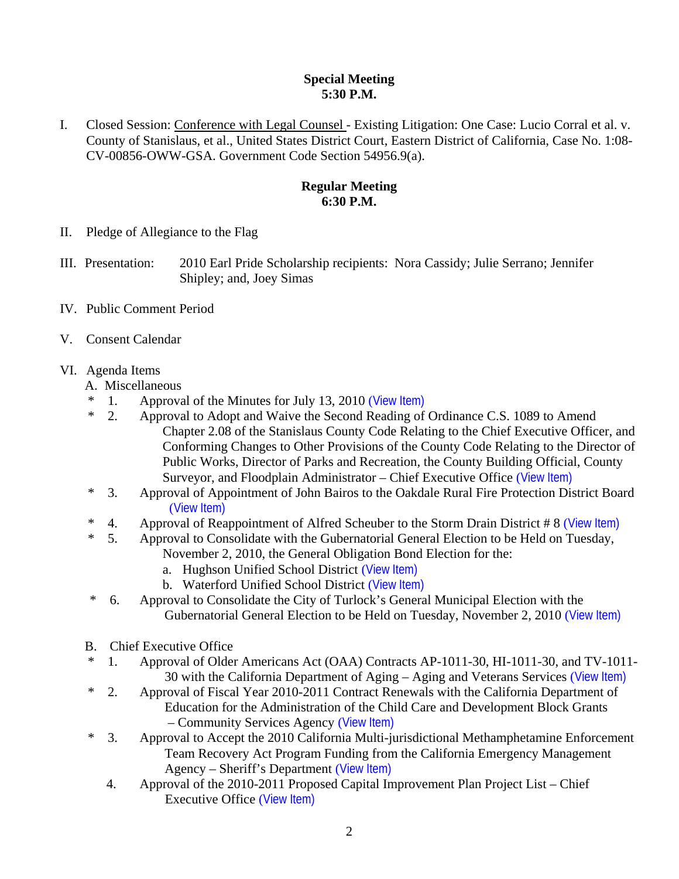**Special Meeting**
**5:30 P.M.**

I. Closed Session: Conference with Legal Counsel - Existing Litigation: One Case: Lucio Corral et al. v. County of Stanislaus, et al., United States District Court, Eastern District of California, Case No. 1:08-CV-00856-OWW-GSA. Government Code Section 54956.9(a).

**Regular Meeting**
**6:30 P.M.**

II. Pledge of Allegiance to the Flag

III. Presentation: 2010 Earl Pride Scholarship recipients: Nora Cassidy; Julie Serrano; Jennifer Shipley; and, Joey Simas

IV. Public Comment Period

V. Consent Calendar

VI. Agenda Items

A. Miscellaneous

\* 1. Approval of the Minutes for July 13, 2010 (View Item)

\* 2. Approval to Adopt and Waive the Second Reading of Ordinance C.S. 1089 to Amend Chapter 2.08 of the Stanislaus County Code Relating to the Chief Executive Officer, and Conforming Changes to Other Provisions of the County Code Relating to the Director of Public Works, Director of Parks and Recreation, the County Building Official, County Surveyor, and Floodplain Administrator – Chief Executive Office (View Item)

\* 3. Approval of Appointment of John Bairos to the Oakdale Rural Fire Protection District Board (View Item)

\* 4. Approval of Reappointment of Alfred Scheuber to the Storm Drain District # 8 (View Item)

\* 5. Approval to Consolidate with the Gubernatorial General Election to be Held on Tuesday, November 2, 2010, the General Obligation Bond Election for the:

a. Hughson Unified School District (View Item)

b. Waterford Unified School District (View Item)

\* 6. Approval to Consolidate the City of Turlock's General Municipal Election with the Gubernatorial General Election to be Held on Tuesday, November 2, 2010 (View Item)

B. Chief Executive Office

\* 1. Approval of Older Americans Act (OAA) Contracts AP-1011-30, HI-1011-30, and TV-1011-30 with the California Department of Aging – Aging and Veterans Services (View Item)

\* 2. Approval of Fiscal Year 2010-2011 Contract Renewals with the California Department of Education for the Administration of the Child Care and Development Block Grants – Community Services Agency (View Item)

\* 3. Approval to Accept the 2010 California Multi-jurisdictional Methamphetamine Enforcement Team Recovery Act Program Funding from the California Emergency Management Agency – Sheriff's Department (View Item)

4. Approval of the 2010-2011 Proposed Capital Improvement Plan Project List – Chief Executive Office (View Item)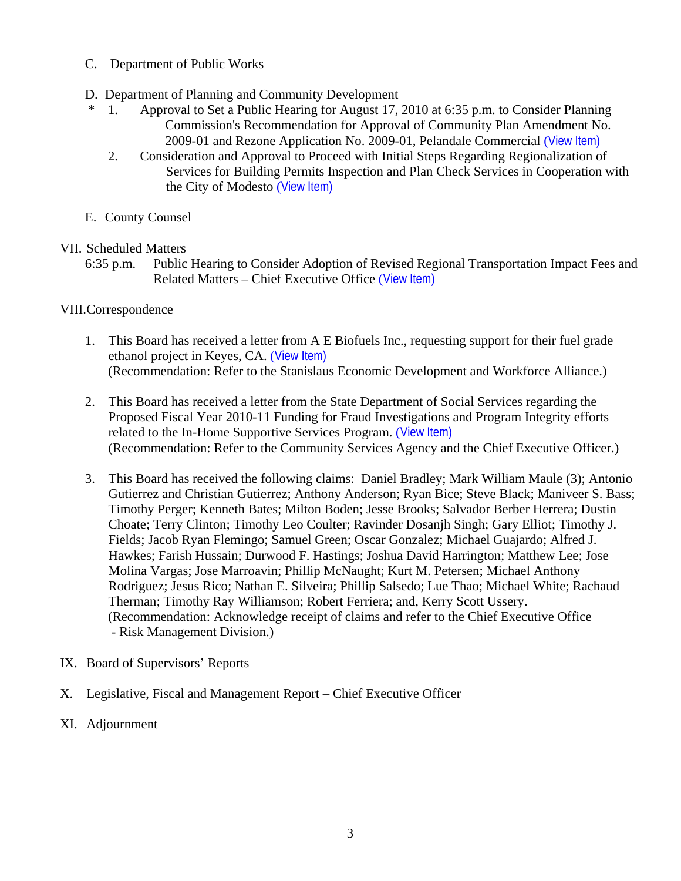C. Department of Public Works

D. Department of Planning and Community Development

\* 1. Approval to Set a Public Hearing for August 17, 2010 at 6:35 p.m. to Consider Planning Commission's Recommendation for Approval of Community Plan Amendment No. 2009-01 and Rezone Application No. 2009-01, Pelandale Commercial (View Item)

2. Consideration and Approval to Proceed with Initial Steps Regarding Regionalization of Services for Building Permits Inspection and Plan Check Services in Cooperation with the City of Modesto (View Item)

E. County Counsel

VII. Scheduled Matters

6:35 p.m. Public Hearing to Consider Adoption of Revised Regional Transportation Impact Fees and Related Matters – Chief Executive Office (View Item)

VIII. Correspondence

1. This Board has received a letter from A E Biofuels Inc., requesting support for their fuel grade ethanol project in Keyes, CA. (View Item)
   (Recommendation: Refer to the Stanislaus Economic Development and Workforce Alliance.)

2. This Board has received a letter from the State Department of Social Services regarding the Proposed Fiscal Year 2010-11 Funding for Fraud Investigations and Program Integrity efforts related to the In-Home Supportive Services Program. (View Item)
   (Recommendation: Refer to the Community Services Agency and the Chief Executive Officer.)

3. This Board has received the following claims: Daniel Bradley; Mark William Maule (3); Antonio Gutierrez and Christian Gutierrez; Anthony Anderson; Ryan Bice; Steve Black; Maniveer S. Bass; Timothy Perger; Kenneth Bates; Milton Boden; Jesse Brooks; Salvador Berber Herrera; Dustin Choate; Terry Clinton; Timothy Leo Coulter; Ravinder Dosanjh Singh; Gary Elliot; Timothy J. Fields; Jacob Ryan Flemingo; Samuel Green; Oscar Gonzalez; Michael Guajardo; Alfred J. Hawkes; Farish Hussain; Durwood F. Hastings; Joshua David Harrington; Matthew Lee; Jose Molina Vargas; Jose Marroavin; Phillip McNaught; Kurt M. Petersen; Michael Anthony Rodriguez; Jesus Rico; Nathan E. Silveira; Phillip Salsedo; Lue Thao; Michael White; Rachaud Therman; Timothy Ray Williamson; Robert Ferriera; and, Kerry Scott Ussery.
   (Recommendation: Acknowledge receipt of claims and refer to the Chief Executive Office - Risk Management Division.)

IX. Board of Supervisors' Reports

X. Legislative, Fiscal and Management Report – Chief Executive Officer

XI. Adjournment